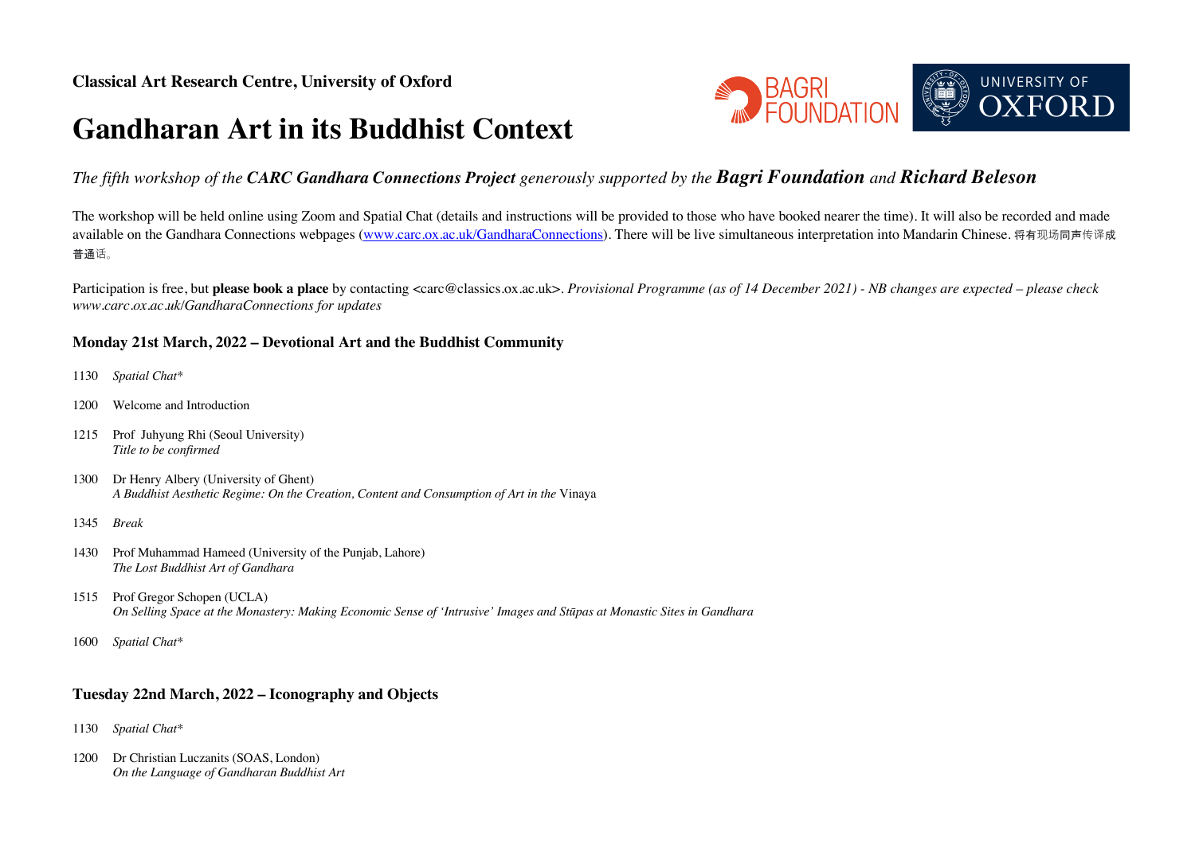**Classical Art Research Centre, University of Oxford**

# Gandharan Art in its Buddhist Context

*The fifth workshop of the **CARC Gandhara Connections Project** generously supported by the **Bagri Foundation** and **Richard Beleson***

The workshop will be held online using Zoom and Spatial Chat (details and instructions will be provided to those who have booked nearer the time). It will also be recorded and made available on the Gandhara Connections webpages (www.carc.ox.ac.uk/GandharaConnections). There will be live simultaneous interpretation into Mandarin Chinese. 将有现场同声传译成普通话。

Participation is free, but **please book a place** by contacting <carc@classics.ox.ac.uk>. *Provisional Programme (as of 14 December 2021) - NB changes are expected – please check www.carc.ox.ac.uk/GandharaConnections for updates*

### Monday 21st March, 2022 – Devotional Art and the Buddhist Community

1130 *Spatial Chat**

1200 Welcome and Introduction

1215 Prof Juhyung Rhi (Seoul University)
*Title to be confirmed*

1300 Dr Henry Albery (University of Ghent)
*A Buddhist Aesthetic Regime: On the Creation, Content and Consumption of Art in the* Vinaya

1345 *Break*

1430 Prof Muhammad Hameed (University of the Punjab, Lahore)
*The Lost Buddhist Art of Gandhara*

1515 Prof Gregor Schopen (UCLA)
*On Selling Space at the Monastery: Making Economic Sense of 'Intrusive' Images and Stūpas at Monastic Sites in Gandhara*

1600 *Spatial Chat**

### Tuesday 22nd March, 2022 – Iconography and Objects

1130 *Spatial Chat**

1200 Dr Christian Luczanits (SOAS, London)
*On the Language of Gandharan Buddhist Art*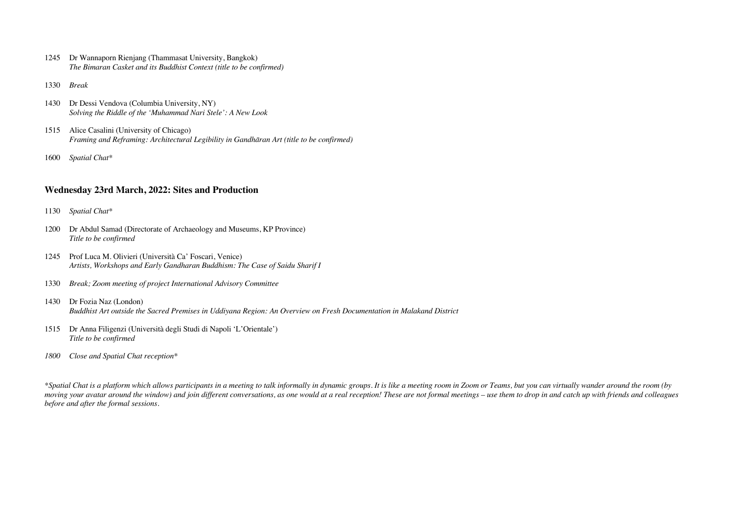1245 Dr Wannaporn Rienjang (Thammasat University, Bangkok)
*The Bimaran Casket and its Buddhist Context (title to be confirmed)*

1330 *Break*

1430 Dr Dessi Vendova (Columbia University, NY)
*Solving the Riddle of the 'Muhammad Nari Stele': A New Look*

1515 Alice Casalini (University of Chicago)
*Framing and Reframing: Architectural Legibility in Gandhāran Art (title to be confirmed)*

1600 *Spatial Chat**

## Wednesday 23rd March, 2022: Sites and Production

1130 *Spatial Chat**

1200 Dr Abdul Samad (Directorate of Archaeology and Museums, KP Province)
*Title to be confirmed*

1245 Prof Luca M. Olivieri (Università Ca' Foscari, Venice)
*Artists, Workshops and Early Gandharan Buddhism: The Case of Saidu Sharif I*

1330 *Break; Zoom meeting of project International Advisory Committee*

1430 Dr Fozia Naz (London)
*Buddhist Art outside the Sacred Premises in Uddiyana Region: An Overview on Fresh Documentation in Malakand District*

1515 Dr Anna Filigenzi (Università degli Studi di Napoli 'L'Orientale')
*Title to be confirmed*

*1800 Close and Spatial Chat reception**

*\*Spatial Chat is a platform which allows participants in a meeting to talk informally in dynamic groups. It is like a meeting room in Zoom or Teams, but you can virtually wander around the room (by moving your avatar around the window) and join different conversations, as one would at a real reception! These are not formal meetings – use them to drop in and catch up with friends and colleagues before and after the formal sessions.*